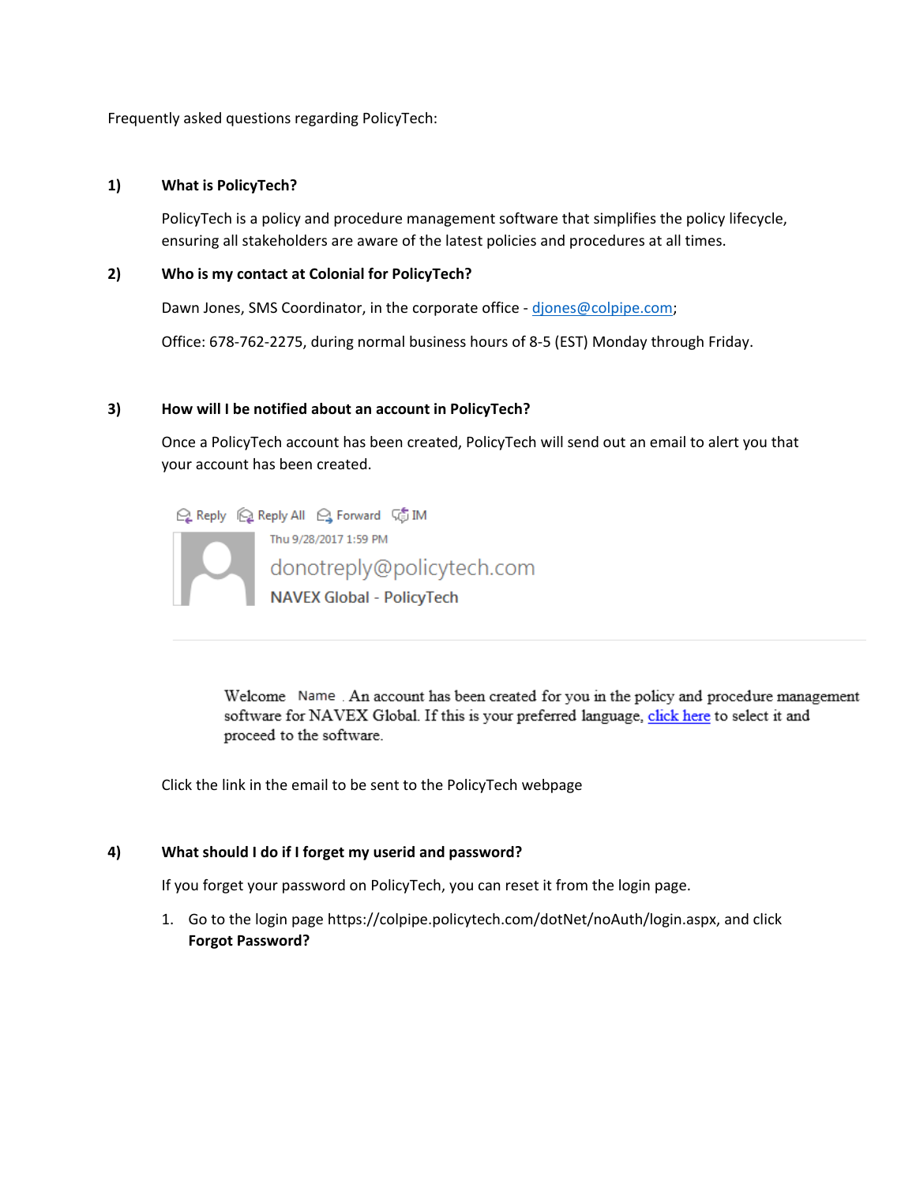Frequently asked questions regarding PolicyTech:

**1) What is PolicyTech?**

PolicyTech is a policy and procedure management software that simplifies the policy lifecycle, ensuring all stakeholders are aware of the latest policies and procedures at all times.

**2) Who is my contact at Colonial for PolicyTech?**

Dawn Jones, SMS Coordinator, in the corporate office - djones@colpipe.com;

Office: 678-762-2275, during normal business hours of 8-5 (EST) Monday through Friday.

**3) How will I be notified about an account in PolicyTech?**

Once a PolicyTech account has been created, PolicyTech will send out an email to alert you that your account has been created.

Reply Reply All Forward IM

Thu 9/28/2017 1:59 PM

donotreply@policytech.com

NAVEX Global - PolicyTech

Welcome Name . An account has been created for you in the policy and procedure management software for NAVEX Global. If this is your preferred language, click here to select it and proceed to the software.

Click the link in the email to be sent to the PolicyTech webpage

**4) What should I do if I forget my userid and password?**

If you forget your password on PolicyTech, you can reset it from the login page.

1. Go to the login page https://colpipe.policytech.com/dotNet/noAuth/login.aspx, and click **Forgot Password?**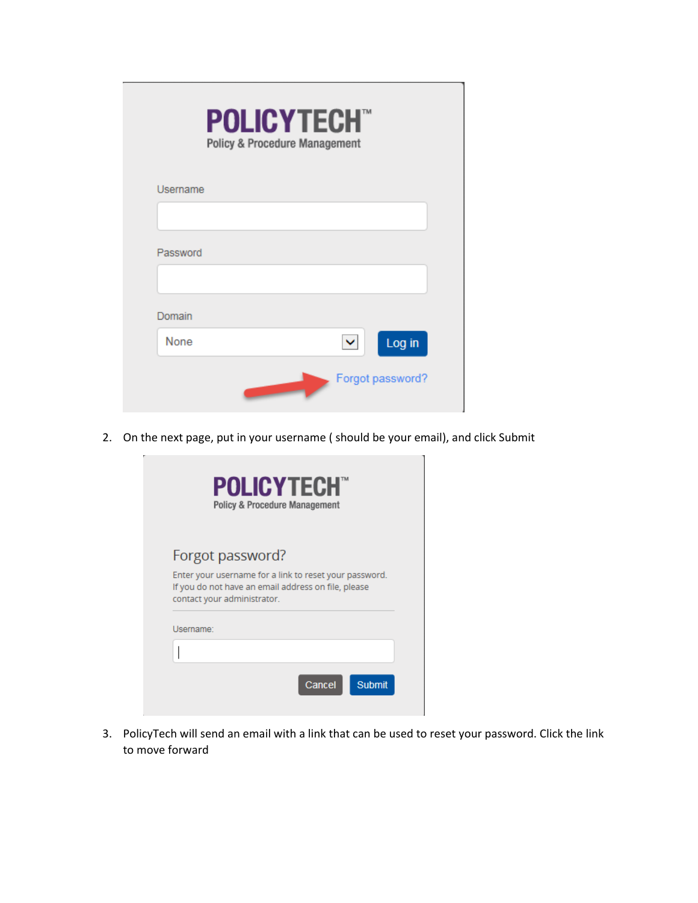2. On the next page, put in your username ( should be your email), and click Submit

3. PolicyTech will send an email with a link that can be used to reset your password. Click the link to move forward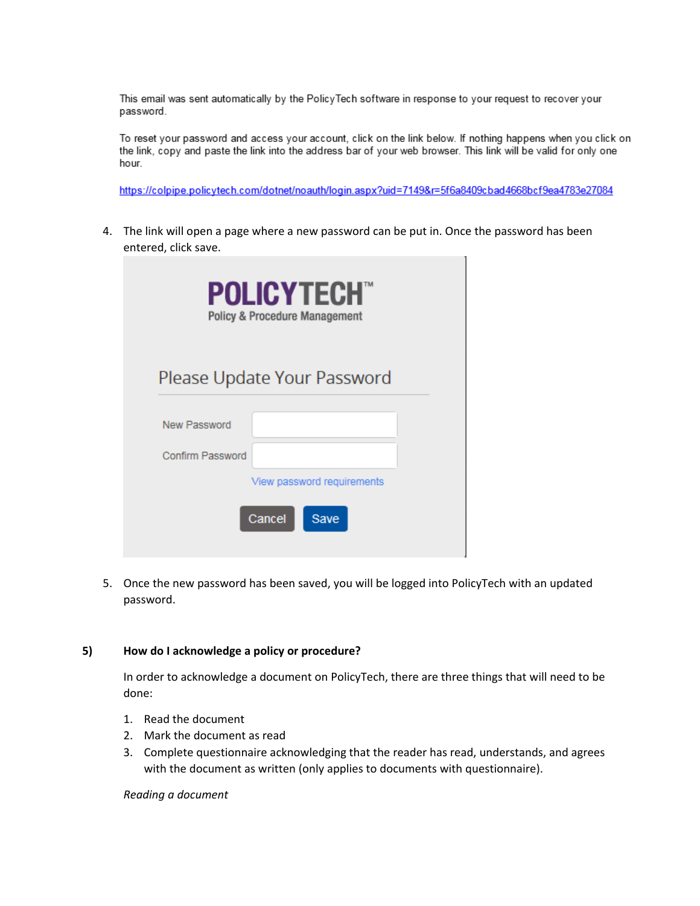This email was sent automatically by the PolicyTech software in response to your request to recover your password.

To reset your password and access your account, click on the link below. If nothing happens when you click on the link, copy and paste the link into the address bar of your web browser. This link will be valid for only one hour.

https://colpipe.policytech.com/dotnet/noauth/login.aspx?uid=7149&r=5f6a8409cbad4668bcf9ea4783e27084

4. The link will open a page where a new password can be put in. Once the password has been entered, click save.

POLICYTECH™
Policy & Procedure Management

Please Update Your Password

New Password

Confirm Password

View password requirements

Cancel Save

5. Once the new password has been saved, you will be logged into PolicyTech with an updated password.

**5) How do I acknowledge a policy or procedure?**

In order to acknowledge a document on PolicyTech, there are three things that will need to be done:

1. Read the document
2. Mark the document as read
3. Complete questionnaire acknowledging that the reader has read, understands, and agrees with the document as written (only applies to documents with questionnaire).

*Reading a document*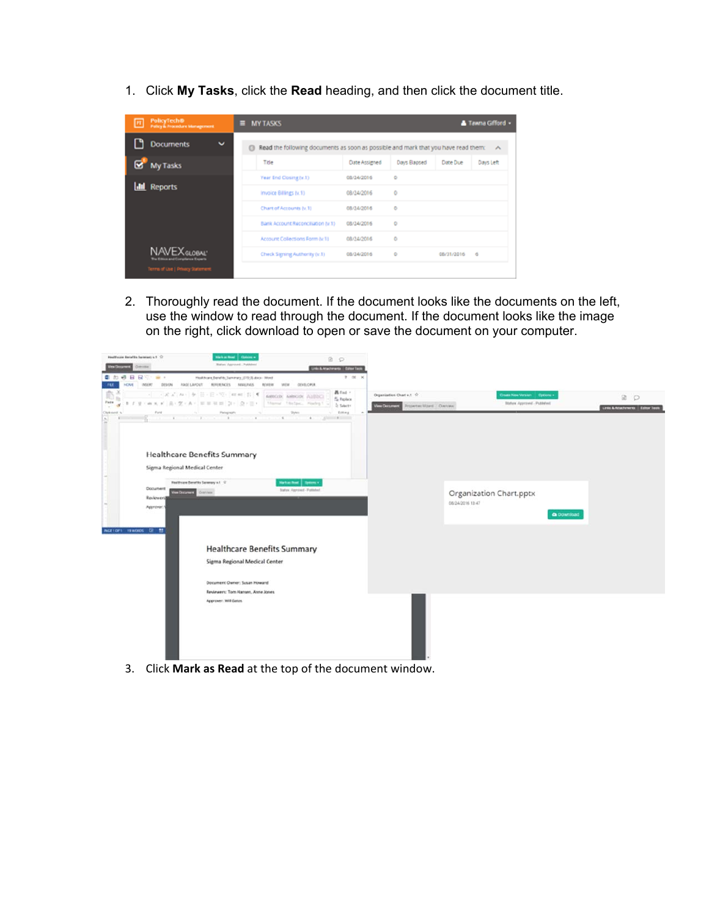1. Click **My Tasks**, click the **Read** heading, and then click the document title.

2. Thoroughly read the document. If the document looks like the documents on the left, use the window to read through the document. If the document looks like the image on the right, click download to open or save the document on your computer.

3. Click **Mark as Read** at the top of the document window.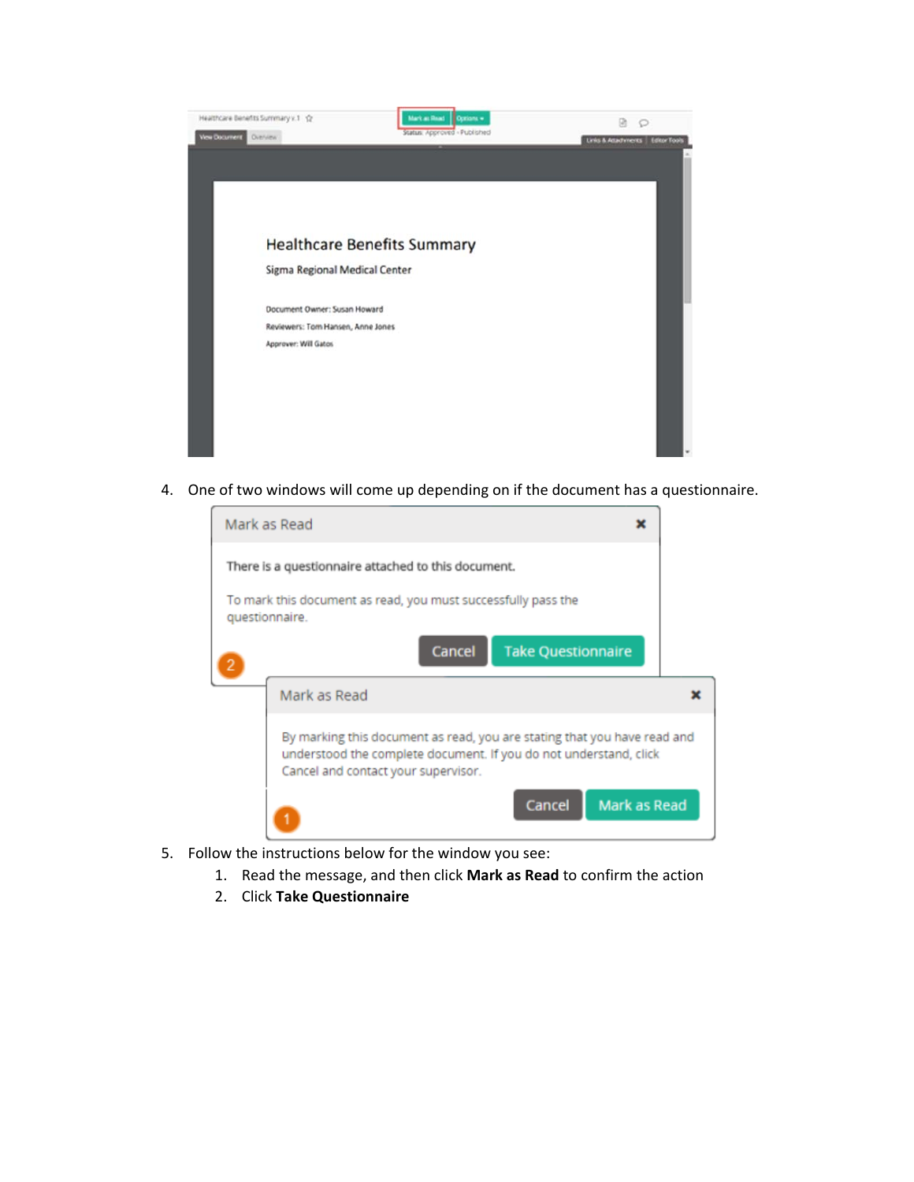4. One of two windows will come up depending on if the document has a questionnaire.

5. Follow the instructions below for the window you see:
    1. Read the message, and then click **Mark as Read** to confirm the action
    2. Click **Take Questionnaire**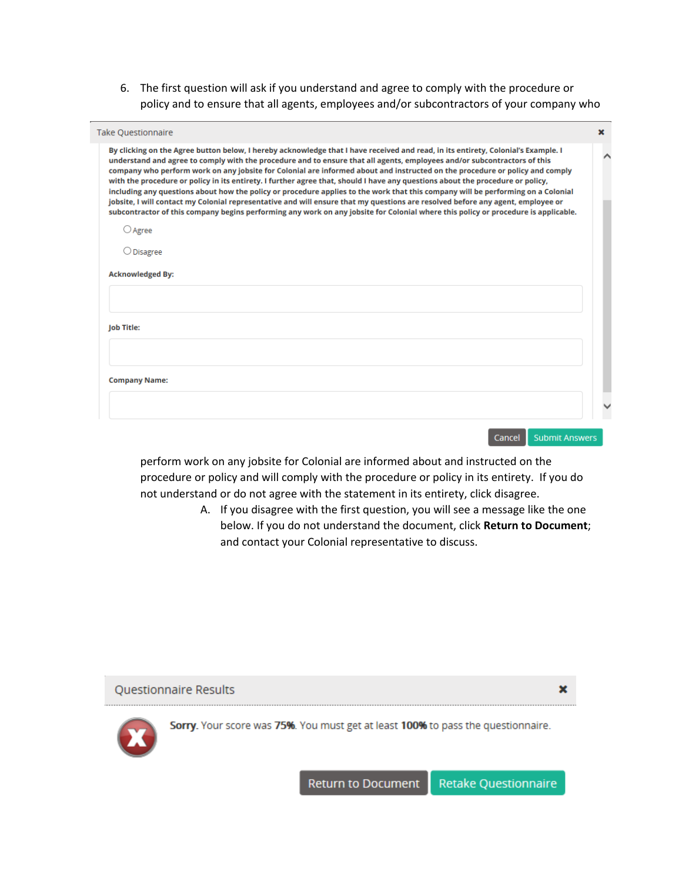6. The first question will ask if you understand and agree to comply with the procedure or policy and to ensure that all agents, employees and/or subcontractors of your company who

Take Questionnaire

**By clicking on the Agree button below, I hereby acknowledge that I have received and read, in its entirety, Colonial's Example. I understand and agree to comply with the procedure and to ensure that all agents, employees and/or subcontractors of this company who perform work on any jobsite for Colonial are informed about and instructed on the procedure or policy and comply with the procedure or policy in its entirety. I further agree that, should I have any questions about the procedure or policy, including any questions about how the policy or procedure applies to the work that this company will be performing on a Colonial jobsite, I will contact my Colonial representative and will ensure that my questions are resolved before any agent, employee or subcontractor of this company begins performing any work on any jobsite for Colonial where this policy or procedure is applicable.**

○ Agree

○ Disagree

**Acknowledged By:**

**Job Title:**

**Company Name:**

Cancel | Submit Answers

perform work on any jobsite for Colonial are informed about and instructed on the procedure or policy and will comply with the procedure or policy in its entirety. If you do not understand or do not agree with the statement in its entirety, click disagree.

A. If you disagree with the first question, you will see a message like the one below. If you do not understand the document, click **Return to Document**; and contact your Colonial representative to discuss.

Questionnaire Results

**Sorry**. Your score was **75%**. You must get at least **100%** to pass the questionnaire.

Return to Document | Retake Questionnaire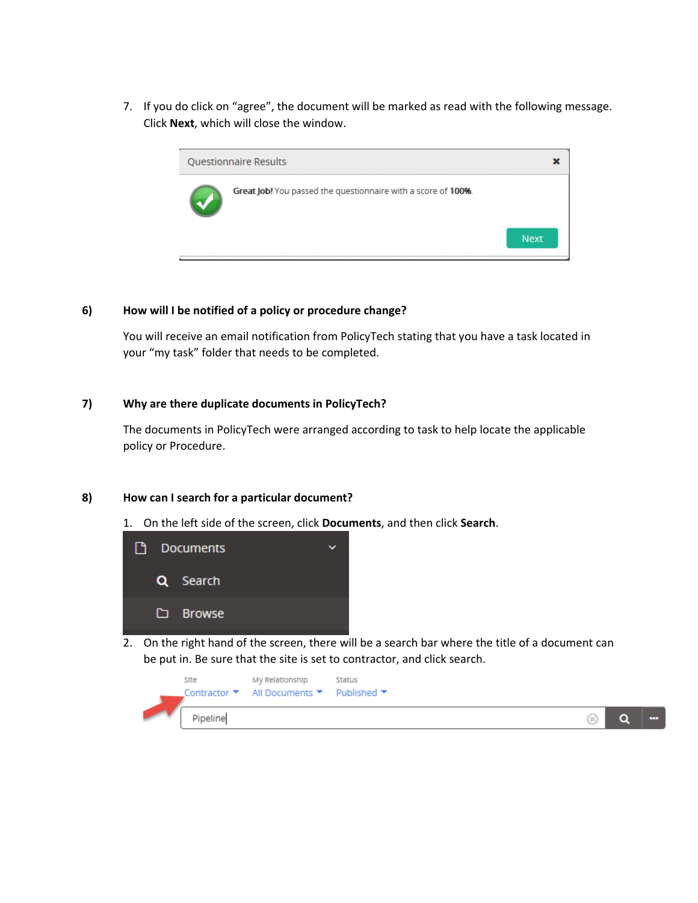7. If you do click on "agree", the document will be marked as read with the following message. Click **Next**, which will close the window.

**6) How will I be notified of a policy or procedure change?**

You will receive an email notification from PolicyTech stating that you have a task located in your "my task" folder that needs to be completed.

**7) Why are there duplicate documents in PolicyTech?**

The documents in PolicyTech were arranged according to task to help locate the applicable policy or Procedure.

**8) How can I search for a particular document?**

1. On the left side of the screen, click **Documents**, and then click **Search**.
2. On the right hand of the screen, there will be a search bar where the title of a document can be put in. Be sure that the site is set to contractor, and click search.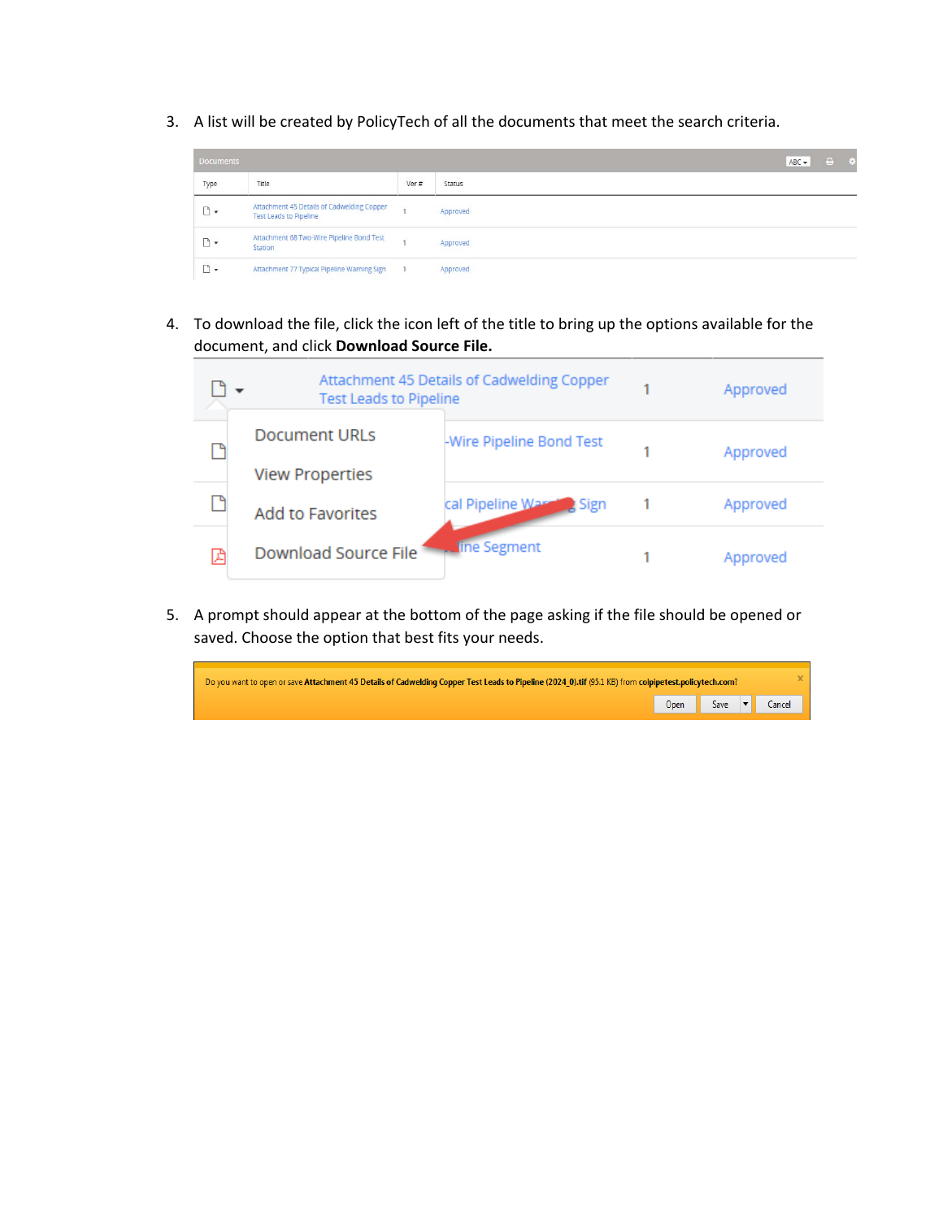3. A list will be created by PolicyTech of all the documents that meet the search criteria.

4. To download the file, click the icon left of the title to bring up the options available for the document, and click **Download Source File.**

5. A prompt should appear at the bottom of the page asking if the file should be opened or saved. Choose the option that best fits your needs.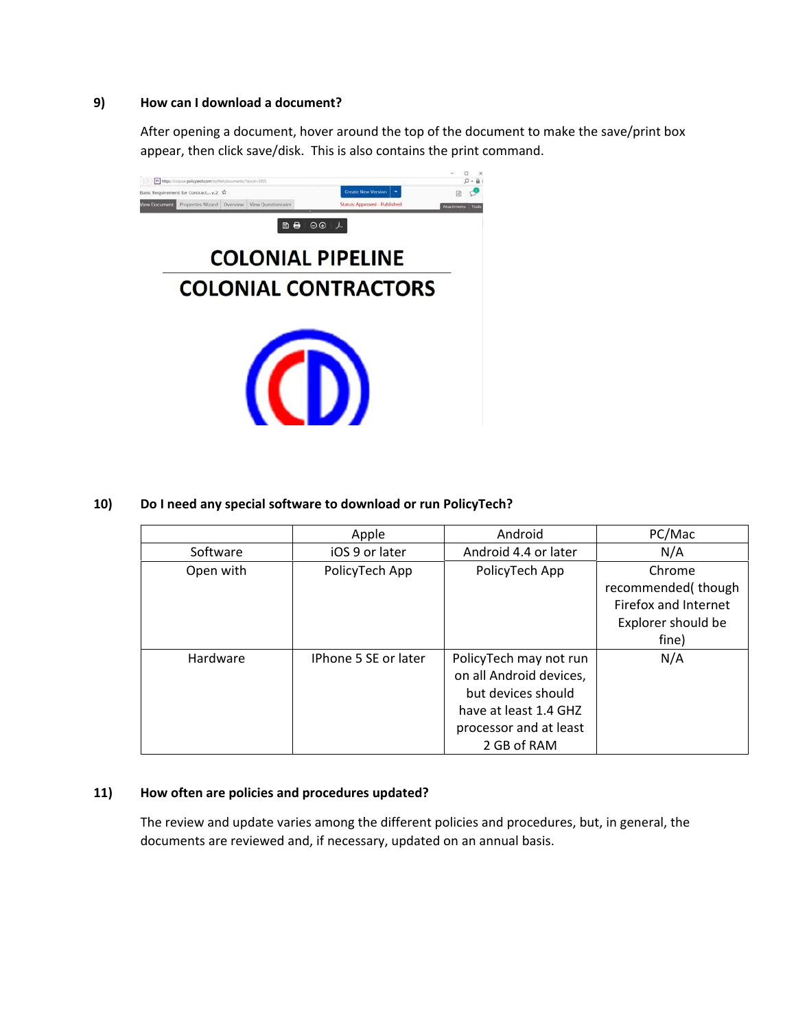**9) How can I download a document?**

After opening a document, hover around the top of the document to make the save/print box appear, then click save/disk. This is also contains the print command.

**10) Do I need any special software to download or run PolicyTech?**

| | Apple | Android | PC/Mac |
|---|---|---|---|
| Software | iOS 9 or later | Android 4.4 or later | N/A |
| Open with | PolicyTech App | PolicyTech App | Chrome recommended( though Firefox and Internet Explorer should be fine) |
| Hardware | IPhone 5 SE or later | PolicyTech may not run on all Android devices, but devices should have at least 1.4 GHZ processor and at least 2 GB of RAM | N/A |

**11) How often are policies and procedures updated?**

The review and update varies among the different policies and procedures, but, in general, the documents are reviewed and, if necessary, updated on an annual basis.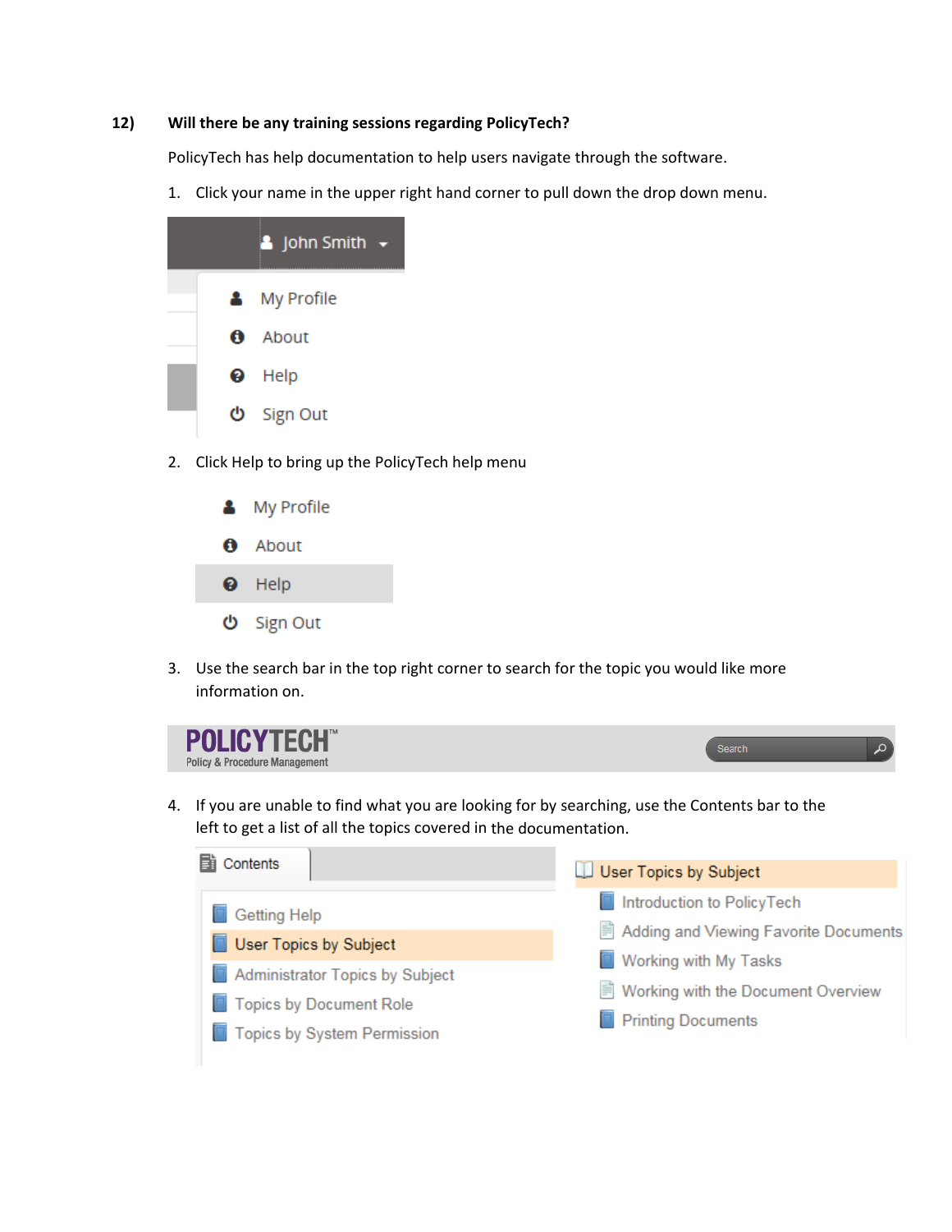**12) Will there be any training sessions regarding PolicyTech?**

PolicyTech has help documentation to help users navigate through the software.

1. Click your name in the upper right hand corner to pull down the drop down menu.

John Smith

My Profile

About

Help

Sign Out

2. Click Help to bring up the PolicyTech help menu

My Profile

About

Help

Sign Out

3. Use the search bar in the top right corner to search for the topic you would like more information on.

POLICYTECH™

Policy & Procedure Management

Search

4. If you are unable to find what you are looking for by searching, use the Contents bar to the left to get a list of all the topics covered in the documentation.

Contents

Getting Help

User Topics by Subject

Administrator Topics by Subject

Topics by Document Role

Topics by System Permission

User Topics by Subject

Introduction to PolicyTech

Adding and Viewing Favorite Documents

Working with My Tasks

Working with the Document Overview

Printing Documents